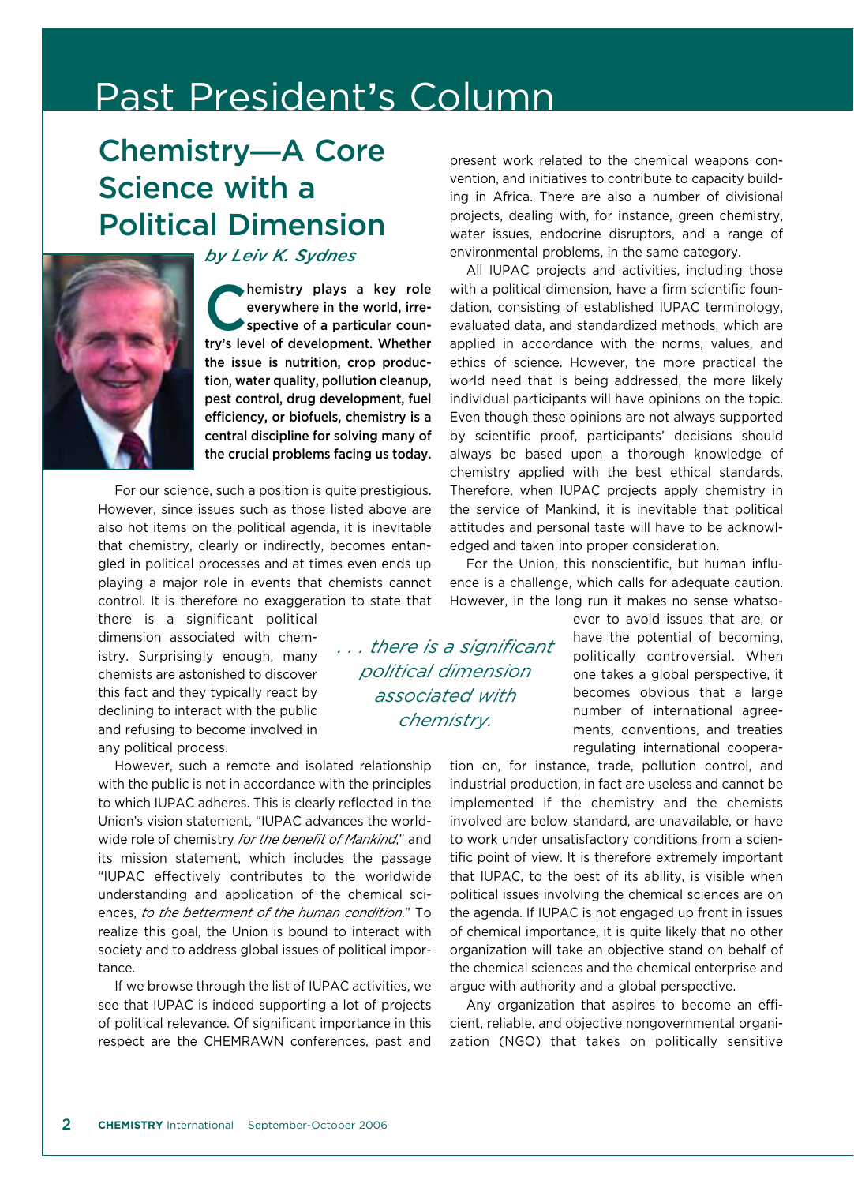# Past President's Column

## Chemistry—A Core Science with a Political Dimension

*by Leiv K. Sydnes*

**Chemistry plays a key role everywhere in the world, irrespective of a particular country's level of development. Whether the issue is nutrition, crop production, water quality, pollution cleanup, pest control, drug development, fuel efficiency, or biofuels, chemistry is a central discipline for solving many of the crucial problems facing us today.**

For our science, such a position is quite prestigious. However, since issues such as those listed above are also hot items on the political agenda, it is inevitable that chemistry, clearly or indirectly, becomes entangled in political processes and at times even ends up playing a major role in events that chemists cannot control. It is therefore no exaggeration to state that there is a significant political dimension associated with chemistry. Surprisingly enough, many chemists are astonished to discover this fact and they typically react by declining to interact with the public and refusing to become involved in any political process.

> *. . . there is a significant political dimension associated with chemistry.*

However, such a remote and isolated relationship with the public is not in accordance with the principles to which IUPAC adheres. This is clearly reflected in the Union's vision statement, "IUPAC advances the worldwide role of chemistry *for the benefit of Mankind*," and its mission statement, which includes the passage "IUPAC effectively contributes to the worldwide understanding and application of the chemical sciences, *to the betterment of the human condition*." To realize this goal, the Union is bound to interact with society and to address global issues of political importance.

If we browse through the list of IUPAC activities, we see that IUPAC is indeed supporting a lot of projects of political relevance. Of significant importance in this respect are the CHEMRAWN conferences, past and present work related to the chemical weapons convention, and initiatives to contribute to capacity building in Africa. There are also a number of divisional projects, dealing with, for instance, green chemistry, water issues, endocrine disruptors, and a range of environmental problems, in the same category.

All IUPAC projects and activities, including those with a political dimension, have a firm scientific foundation, consisting of established IUPAC terminology, evaluated data, and standardized methods, which are applied in accordance with the norms, values, and ethics of science. However, the more practical the world need that is being addressed, the more likely individual participants will have opinions on the topic. Even though these opinions are not always supported by scientific proof, participants' decisions should always be based upon a thorough knowledge of chemistry applied with the best ethical standards. Therefore, when IUPAC projects apply chemistry in the service of Mankind, it is inevitable that political attitudes and personal taste will have to be acknowledged and taken into proper consideration.

For the Union, this nonscientific, but human influence is a challenge, which calls for adequate caution. However, in the long run it makes no sense whatsoever to avoid issues that are, or have the potential of becoming, politically controversial. When one takes a global perspective, it becomes obvious that a large number of international agreements, conventions, and treaties regulating international cooperation on, for instance, trade, pollution control, and industrial production, in fact are useless and cannot be implemented if the chemistry and the chemists involved are below standard, are unavailable, or have to work under unsatisfactory conditions from a scientific point of view. It is therefore extremely important that IUPAC, to the best of its ability, is visible when political issues involving the chemical sciences are on the agenda. If IUPAC is not engaged up front in issues of chemical importance, it is quite likely that no other organization will take an objective stand on behalf of the chemical sciences and the chemical enterprise and argue with authority and a global perspective.

Any organization that aspires to become an efficient, reliable, and objective nongovernmental organization (NGO) that takes on politically sensitive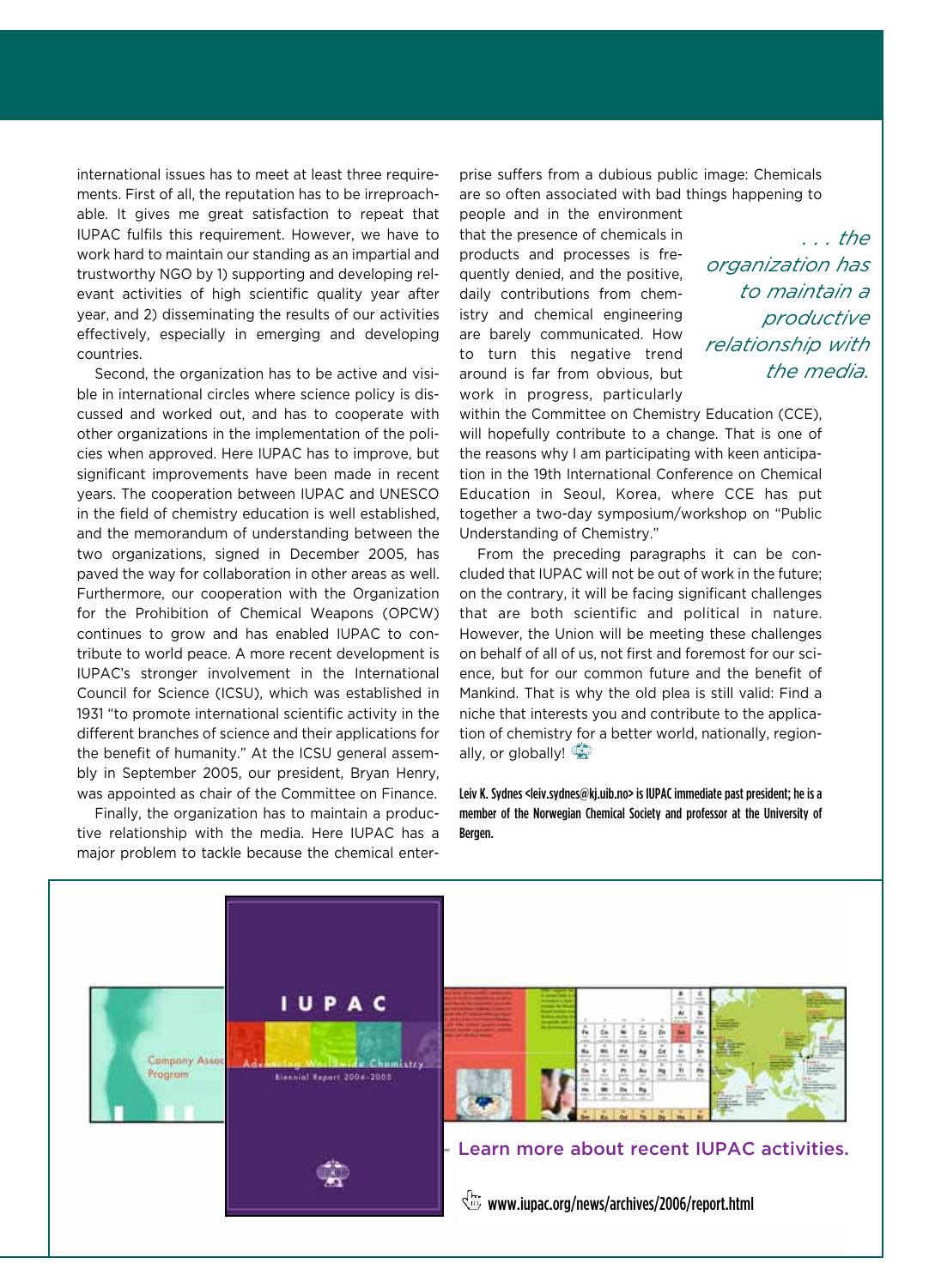international issues has to meet at least three requirements. First of all, the reputation has to be irreproachable. It gives me great satisfaction to repeat that IUPAC fulfils this requirement. However, we have to work hard to maintain our standing as an impartial and trustworthy NGO by 1) supporting and developing relevant activities of high scientific quality year after year, and 2) disseminating the results of our activities effectively, especially in emerging and developing countries.

Second, the organization has to be active and visible in international circles where science policy is discussed and worked out, and has to cooperate with other organizations in the implementation of the policies when approved. Here IUPAC has to improve, but significant improvements have been made in recent years. The cooperation between IUPAC and UNESCO in the field of chemistry education is well established, and the memorandum of understanding between the two organizations, signed in December 2005, has paved the way for collaboration in other areas as well. Furthermore, our cooperation with the Organization for the Prohibition of Chemical Weapons (OPCW) continues to grow and has enabled IUPAC to contribute to world peace. A more recent development is IUPAC's stronger involvement in the International Council for Science (ICSU), which was established in 1931 "to promote international scientific activity in the different branches of science and their applications for the benefit of humanity." At the ICSU general assembly in September 2005, our president, Bryan Henry, was appointed as chair of the Committee on Finance.

Finally, the organization has to maintain a productive relationship with the media. Here IUPAC has a major problem to tackle because the chemical enterprise suffers from a dubious public image: Chemicals are so often associated with bad things happening to people and in the environment that the presence of chemicals in products and processes is frequently denied, and the positive, daily contributions from chemistry and chemical engineering are barely communicated. How to turn this negative trend around is far from obvious, but work in progress, particularly within the Committee on Chemistry Education (CCE), will hopefully contribute to a change. That is one of the reasons why I am participating with keen anticipation in the 19th International Conference on Chemical Education in Seoul, Korea, where CCE has put together a two-day symposium/workshop on "Public Understanding of Chemistry."

*. . . the organization has to maintain a productive relationship with the media.*

From the preceding paragraphs it can be concluded that IUPAC will not be out of work in the future; on the contrary, it will be facing significant challenges that are both scientific and political in nature. However, the Union will be meeting these challenges on behalf of all of us, not first and foremost for our science, but for our common future and the benefit of Mankind. That is why the old plea is still valid: Find a niche that interests you and contribute to the application of chemistry for a better world, nationally, regionally, or globally!

**Leiv K. Sydnes <leiv.sydnes@kj.uib.no> is IUPAC immediate past president; he is a member of the Norwegian Chemical Society and professor at the University of Bergen.**

Company Assoc Program

IUPAC

Advancing Worldwide Chemistry

Biennial Report 2004–2005

Learn more about recent IUPAC activities.

www.iupac.org/news/archives/2006/report.html